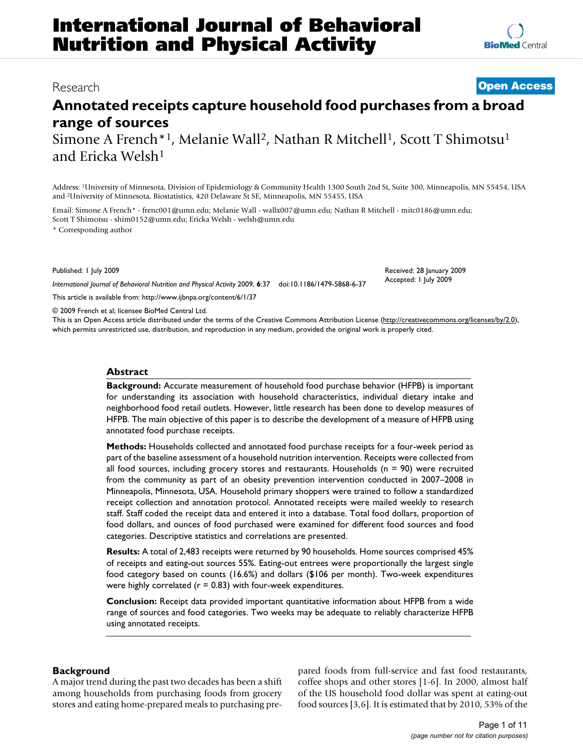Research **Open Access**

# Annotated receipts capture household food purchases from a broad range of sources

Simone A French*[1], Melanie Wall[2], Nathan R Mitchell[1], Scott T Shimotsu[1] and Ericka Welsh[1]

Address: [1]University of Minnesota, Division of Epidemiology & Community Health 1300 South 2nd St, Suite 300, Minneapolis, MN 55454, USA and [2]University of Minnesota, Biostatistics, 420 Delaware St SE, Minneapolis, MN 55455, USA

Email: Simone A French* - frenc001@umn.edu; Melanie Wall - wallx007@umn.edu; Nathan R Mitchell - mitc0186@umn.edu; Scott T Shimotsu - shim0152@umn.edu; Ericka Welsh - welsh@umn.edu

* Corresponding author

Published: 1 July 2009

*International Journal of Behavioral Nutrition and Physical Activity* 2009, **6**:37 doi:10.1186/1479-5868-6-37

Received: 28 January 2009
Accepted: 1 July 2009

This article is available from: http://www.ijbnpa.org/content/6/1/37

© 2009 French et al; licensee BioMed Central Ltd.

This is an Open Access article distributed under the terms of the Creative Commons Attribution License (http://creativecommons.org/licenses/by/2.0), which permits unrestricted use, distribution, and reproduction in any medium, provided the original work is properly cited.

## Abstract

**Background:** Accurate measurement of household food purchase behavior (HFPB) is important for understanding its association with household characteristics, individual dietary intake and neighborhood food retail outlets. However, little research has been done to develop measures of HFPB. The main objective of this paper is to describe the development of a measure of HFPB using annotated food purchase receipts.

**Methods:** Households collected and annotated food purchase receipts for a four-week period as part of the baseline assessment of a household nutrition intervention. Receipts were collected from all food sources, including grocery stores and restaurants. Households (n = 90) were recruited from the community as part of an obesity prevention intervention conducted in 2007–2008 in Minneapolis, Minnesota, USA. Household primary shoppers were trained to follow a standardized receipt collection and annotation protocol. Annotated receipts were mailed weekly to research staff. Staff coded the receipt data and entered it into a database. Total food dollars, proportion of food dollars, and ounces of food purchased were examined for different food sources and food categories. Descriptive statistics and correlations are presented.

**Results:** A total of 2,483 receipts were returned by 90 households. Home sources comprised 45% of receipts and eating-out sources 55%. Eating-out entrees were proportionally the largest single food category based on counts (16.6%) and dollars ($106 per month). Two-week expenditures were highly correlated (r = 0.83) with four-week expenditures.

**Conclusion:** Receipt data provided important quantitative information about HFPB from a wide range of sources and food categories. Two weeks may be adequate to reliably characterize HFPB using annotated receipts.

## Background

A major trend during the past two decades has been a shift among households from purchasing foods from grocery stores and eating home-prepared meals to purchasing prepared foods from full-service and fast food restaurants, coffee shops and other stores [1-6]. In 2000, almost half of the US household food dollar was spent at eating-out food sources [3,6]. It is estimated that by 2010, 53% of the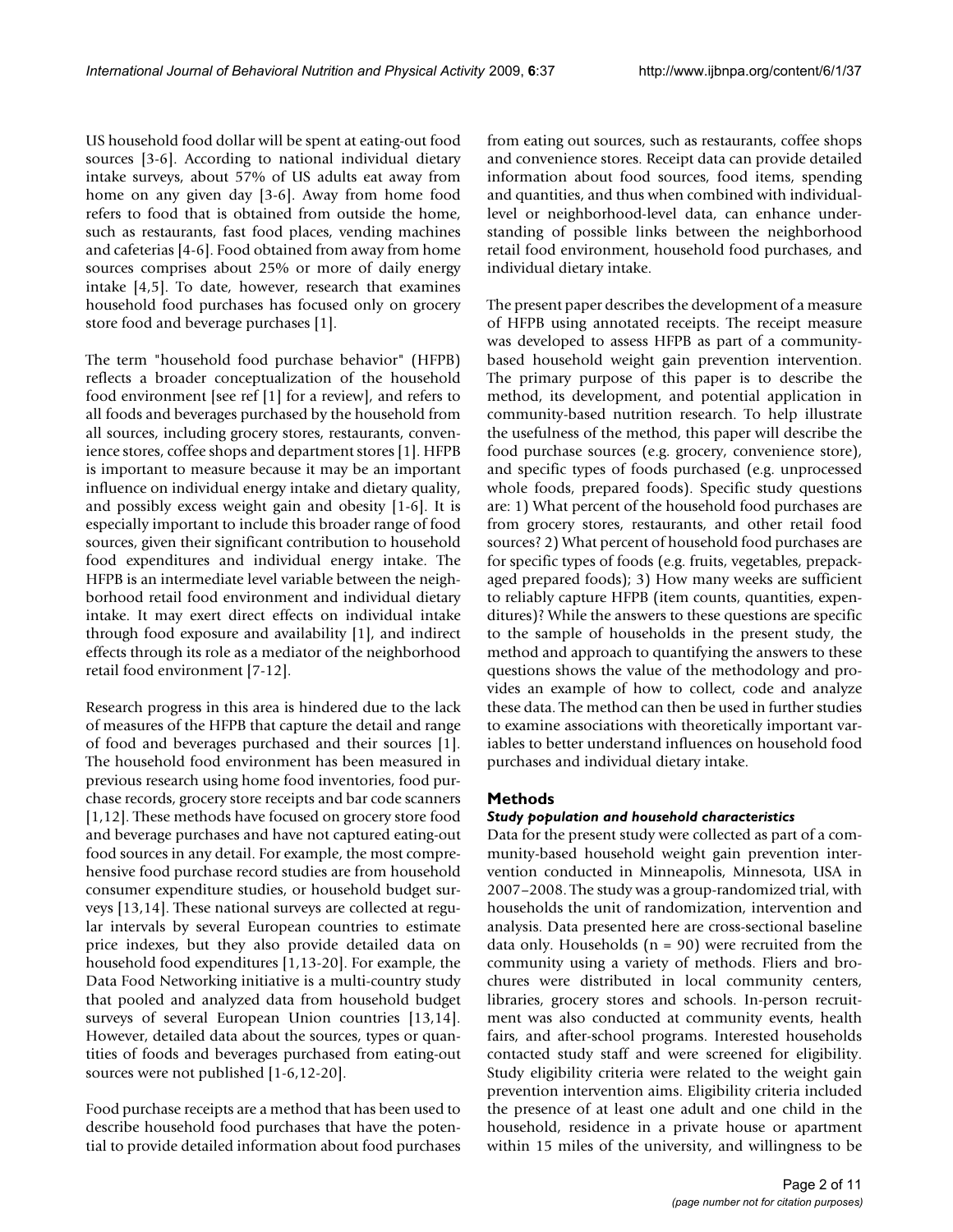US household food dollar will be spent at eating-out food sources [3-6]. According to national individual dietary intake surveys, about 57% of US adults eat away from home on any given day [3-6]. Away from home food refers to food that is obtained from outside the home, such as restaurants, fast food places, vending machines and cafeterias [4-6]. Food obtained from away from home sources comprises about 25% or more of daily energy intake [4,5]. To date, however, research that examines household food purchases has focused only on grocery store food and beverage purchases [1].

The term "household food purchase behavior" (HFPB) reflects a broader conceptualization of the household food environment [see ref [1] for a review], and refers to all foods and beverages purchased by the household from all sources, including grocery stores, restaurants, convenience stores, coffee shops and department stores [1]. HFPB is important to measure because it may be an important influence on individual energy intake and dietary quality, and possibly excess weight gain and obesity [1-6]. It is especially important to include this broader range of food sources, given their significant contribution to household food expenditures and individual energy intake. The HFPB is an intermediate level variable between the neighborhood retail food environment and individual dietary intake. It may exert direct effects on individual intake through food exposure and availability [1], and indirect effects through its role as a mediator of the neighborhood retail food environment [7-12].

Research progress in this area is hindered due to the lack of measures of the HFPB that capture the detail and range of food and beverages purchased and their sources [1]. The household food environment has been measured in previous research using home food inventories, food purchase records, grocery store receipts and bar code scanners [1,12]. These methods have focused on grocery store food and beverage purchases and have not captured eating-out food sources in any detail. For example, the most comprehensive food purchase record studies are from household consumer expenditure studies, or household budget surveys [13,14]. These national surveys are collected at regular intervals by several European countries to estimate price indexes, but they also provide detailed data on household food expenditures [1,13-20]. For example, the Data Food Networking initiative is a multi-country study that pooled and analyzed data from household budget surveys of several European Union countries [13,14]. However, detailed data about the sources, types or quantities of foods and beverages purchased from eating-out sources were not published [1-6,12-20].

Food purchase receipts are a method that has been used to describe household food purchases that have the potential to provide detailed information about food purchases from eating out sources, such as restaurants, coffee shops and convenience stores. Receipt data can provide detailed information about food sources, food items, spending and quantities, and thus when combined with individual-level or neighborhood-level data, can enhance understanding of possible links between the neighborhood retail food environment, household food purchases, and individual dietary intake.

The present paper describes the development of a measure of HFPB using annotated receipts. The receipt measure was developed to assess HFPB as part of a community-based household weight gain prevention intervention. The primary purpose of this paper is to describe the method, its development, and potential application in community-based nutrition research. To help illustrate the usefulness of the method, this paper will describe the food purchase sources (e.g. grocery, convenience store), and specific types of foods purchased (e.g. unprocessed whole foods, prepared foods). Specific study questions are: 1) What percent of the household food purchases are from grocery stores, restaurants, and other retail food sources? 2) What percent of household food purchases are for specific types of foods (e.g. fruits, vegetables, prepackaged prepared foods); 3) How many weeks are sufficient to reliably capture HFPB (item counts, quantities, expenditures)? While the answers to these questions are specific to the sample of households in the present study, the method and approach to quantifying the answers to these questions shows the value of the methodology and provides an example of how to collect, code and analyze these data. The method can then be used in further studies to examine associations with theoretically important variables to better understand influences on household food purchases and individual dietary intake.

## Methods

### *Study population and household characteristics*

Data for the present study were collected as part of a community-based household weight gain prevention intervention conducted in Minneapolis, Minnesota, USA in 2007–2008. The study was a group-randomized trial, with households the unit of randomization, intervention and analysis. Data presented here are cross-sectional baseline data only. Households (n = 90) were recruited from the community using a variety of methods. Fliers and brochures were distributed in local community centers, libraries, grocery stores and schools. In-person recruitment was also conducted at community events, health fairs, and after-school programs. Interested households contacted study staff and were screened for eligibility. Study eligibility criteria were related to the weight gain prevention intervention aims. Eligibility criteria included the presence of at least one adult and one child in the household, residence in a private house or apartment within 15 miles of the university, and willingness to be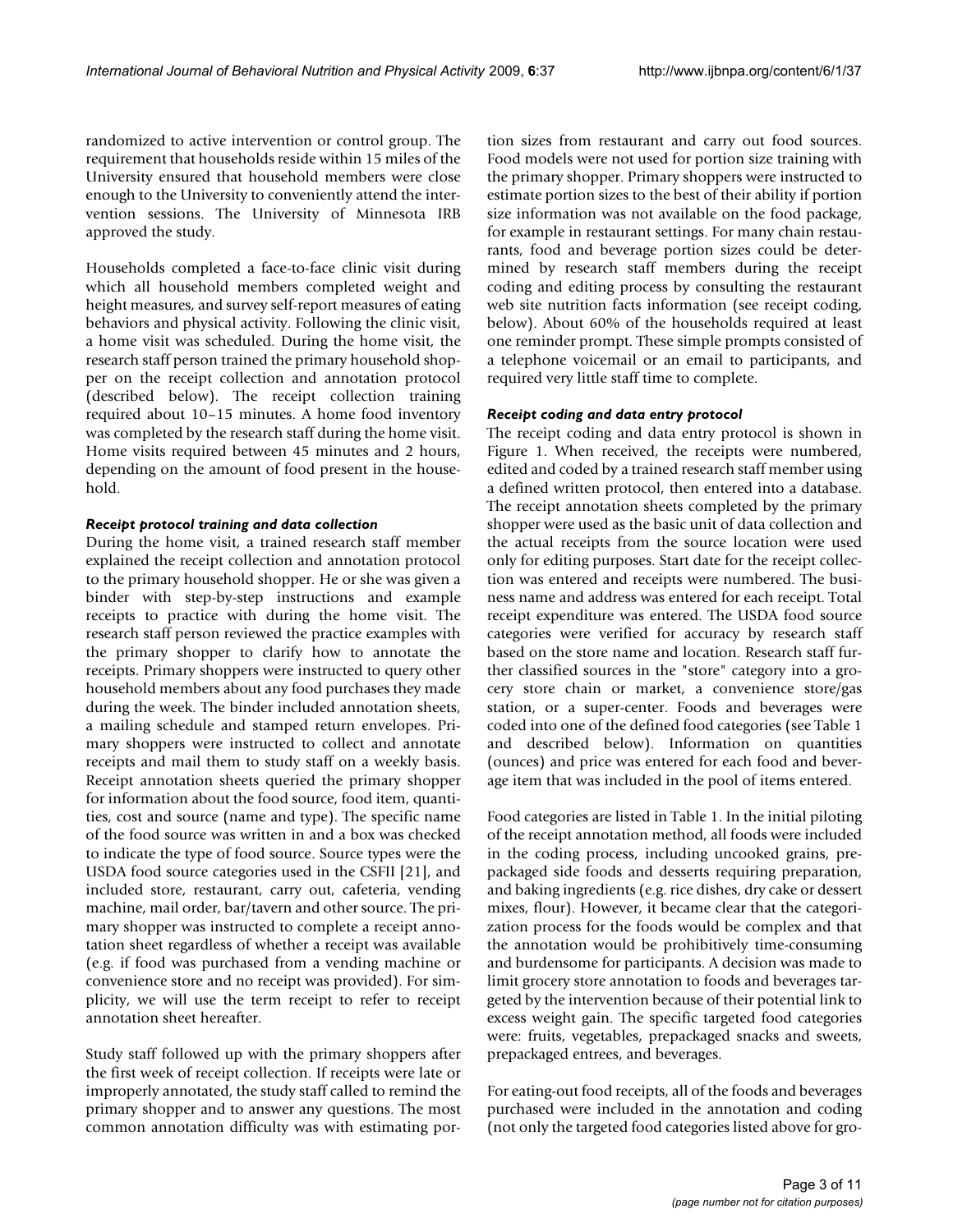randomized to active intervention or control group. The requirement that households reside within 15 miles of the University ensured that household members were close enough to the University to conveniently attend the intervention sessions. The University of Minnesota IRB approved the study.

Households completed a face-to-face clinic visit during which all household members completed weight and height measures, and survey self-report measures of eating behaviors and physical activity. Following the clinic visit, a home visit was scheduled. During the home visit, the research staff person trained the primary household shopper on the receipt collection and annotation protocol (described below). The receipt collection training required about 10–15 minutes. A home food inventory was completed by the research staff during the home visit. Home visits required between 45 minutes and 2 hours, depending on the amount of food present in the household.

### *Receipt protocol training and data collection*

During the home visit, a trained research staff member explained the receipt collection and annotation protocol to the primary household shopper. He or she was given a binder with step-by-step instructions and example receipts to practice with during the home visit. The research staff person reviewed the practice examples with the primary shopper to clarify how to annotate the receipts. Primary shoppers were instructed to query other household members about any food purchases they made during the week. The binder included annotation sheets, a mailing schedule and stamped return envelopes. Primary shoppers were instructed to collect and annotate receipts and mail them to study staff on a weekly basis. Receipt annotation sheets queried the primary shopper for information about the food source, food item, quantities, cost and source (name and type). The specific name of the food source was written in and a box was checked to indicate the type of food source. Source types were the USDA food source categories used in the CSFII [21], and included store, restaurant, carry out, cafeteria, vending machine, mail order, bar/tavern and other source. The primary shopper was instructed to complete a receipt annotation sheet regardless of whether a receipt was available (e.g. if food was purchased from a vending machine or convenience store and no receipt was provided). For simplicity, we will use the term receipt to refer to receipt annotation sheet hereafter.

Study staff followed up with the primary shoppers after the first week of receipt collection. If receipts were late or improperly annotated, the study staff called to remind the primary shopper and to answer any questions. The most common annotation difficulty was with estimating portion sizes from restaurant and carry out food sources. Food models were not used for portion size training with the primary shopper. Primary shoppers were instructed to estimate portion sizes to the best of their ability if portion size information was not available on the food package, for example in restaurant settings. For many chain restaurants, food and beverage portion sizes could be determined by research staff members during the receipt coding and editing process by consulting the restaurant web site nutrition facts information (see receipt coding, below). About 60% of the households required at least one reminder prompt. These simple prompts consisted of a telephone voicemail or an email to participants, and required very little staff time to complete.

### *Receipt coding and data entry protocol*

The receipt coding and data entry protocol is shown in Figure 1. When received, the receipts were numbered, edited and coded by a trained research staff member using a defined written protocol, then entered into a database. The receipt annotation sheets completed by the primary shopper were used as the basic unit of data collection and the actual receipts from the source location were used only for editing purposes. Start date for the receipt collection was entered and receipts were numbered. The business name and address was entered for each receipt. Total receipt expenditure was entered. The USDA food source categories were verified for accuracy by research staff based on the store name and location. Research staff further classified sources in the "store" category into a grocery store chain or market, a convenience store/gas station, or a super-center. Foods and beverages were coded into one of the defined food categories (see Table 1 and described below). Information on quantities (ounces) and price was entered for each food and beverage item that was included in the pool of items entered.

Food categories are listed in Table 1. In the initial piloting of the receipt annotation method, all foods were included in the coding process, including uncooked grains, prepackaged side foods and desserts requiring preparation, and baking ingredients (e.g. rice dishes, dry cake or dessert mixes, flour). However, it became clear that the categorization process for the foods would be complex and that the annotation would be prohibitively time-consuming and burdensome for participants. A decision was made to limit grocery store annotation to foods and beverages targeted by the intervention because of their potential link to excess weight gain. The specific targeted food categories were: fruits, vegetables, prepackaged snacks and sweets, prepackaged entrees, and beverages.

For eating-out food receipts, all of the foods and beverages purchased were included in the annotation and coding (not only the targeted food categories listed above for gro-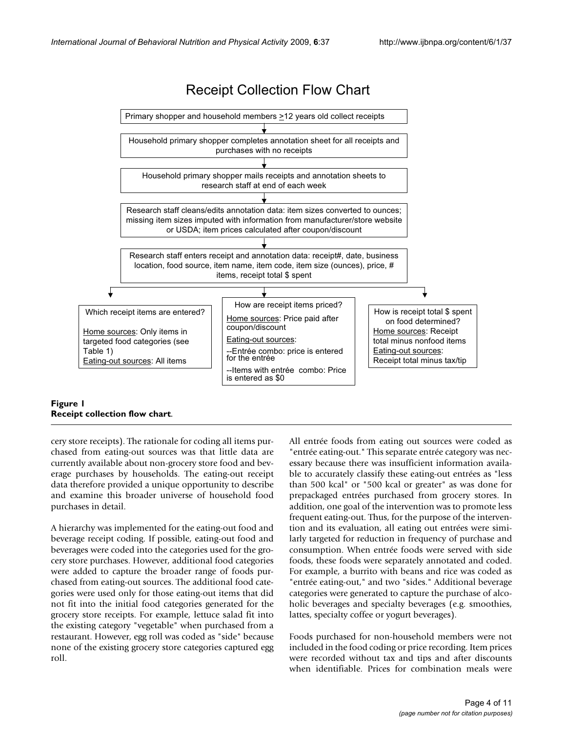# Receipt Collection Flow Chart

Primary shopper and household members ≥12 years old collect receipts

↓

Household primary shopper completes annotation sheet for all receipts and purchases with no receipts

↓

Household primary shopper mails receipts and annotation sheets to research staff at end of each week

↓

Research staff cleans/edits annotation data: item sizes converted to ounces; missing item sizes imputed with information from manufacturer/store website or USDA; item prices calculated after coupon/discount

↓

Research staff enters receipt and annotation data: receipt#, date, business location, food source, item name, item code, item size (ounces), price, # items, receipt total $ spent

↓

**Which receipt items are entered?**

Home sources: Only items in targeted food categories (see Table 1)

Eating-out sources: All items

**How are receipt items priced?**

Home sources: Price paid after coupon/discount

Eating-out sources:

--Entrée combo: price is entered for the entrée

--Items with entrée combo: Price is entered as $0

**How is receipt total $ spent on food determined?**

Home sources: Receipt total minus nonfood items

Eating-out sources: Receipt total minus tax/tip

**Figure 1**
**Receipt collection flow chart**.

cery store receipts). The rationale for coding all items purchased from eating-out sources was that little data are currently available about non-grocery store food and beverage purchases by households. The eating-out receipt data therefore provided a unique opportunity to describe and examine this broader universe of household food purchases in detail.

A hierarchy was implemented for the eating-out food and beverage receipt coding. If possible, eating-out food and beverages were coded into the categories used for the grocery store purchases. However, additional food categories were added to capture the broader range of foods purchased from eating-out sources. The additional food categories were used only for those eating-out items that did not fit into the initial food categories generated for the grocery store receipts. For example, lettuce salad fit into the existing category "vegetable" when purchased from a restaurant. However, egg roll was coded as "side" because none of the existing grocery store categories captured egg roll.

All entrée foods from eating out sources were coded as "entrée eating-out." This separate entrée category was necessary because there was insufficient information available to accurately classify these eating-out entrées as "less than 500 kcal" or "500 kcal or greater" as was done for prepackaged entrées purchased from grocery stores. In addition, one goal of the intervention was to promote less frequent eating-out. Thus, for the purpose of the intervention and its evaluation, all eating out entrées were similarly targeted for reduction in frequency of purchase and consumption. When entrée foods were served with side foods, these foods were separately annotated and coded. For example, a burrito with beans and rice was coded as "entrée eating-out," and two "sides." Additional beverage categories were generated to capture the purchase of alcoholic beverages and specialty beverages (e.g. smoothies, lattes, specialty coffee or yogurt beverages).

Foods purchased for non-household members were not included in the food coding or price recording. Item prices were recorded without tax and tips and after discounts when identifiable. Prices for combination meals were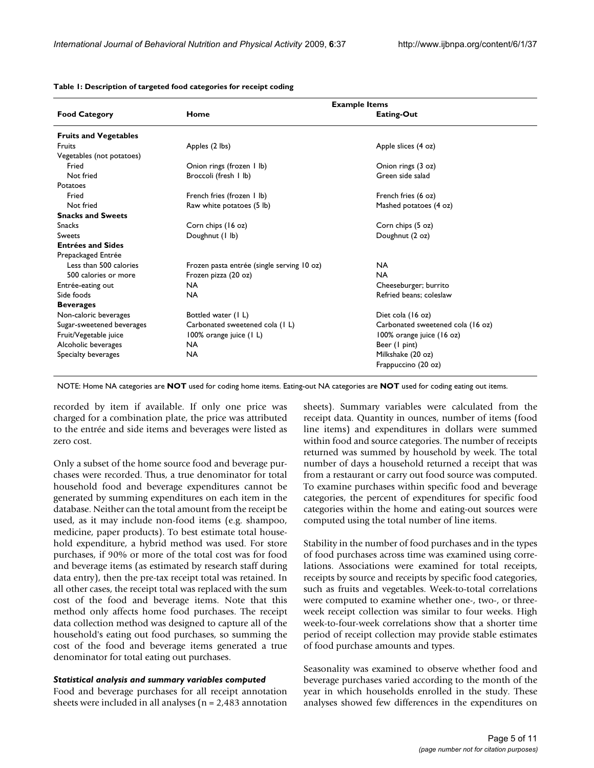**Table 1: Description of targeted food categories for receipt coding**

| Food Category | Example Items | |
|---|---|---|
| | **Home** | **Eating-Out** |
| **Fruits and Vegetables** | | |
| Fruits | Apples (2 lbs) | Apple slices (4 oz) |
| Vegetables (not potatoes) | | |
| Fried | Onion rings (frozen 1 lb) | Onion rings (3 oz) |
| Not fried | Broccoli (fresh 1 lb) | Green side salad |
| Potatoes | | |
| Fried | French fries (frozen 1 lb) | French fries (6 oz) |
| Not fried | Raw white potatoes (5 lb) | Mashed potatoes (4 oz) |
| **Snacks and Sweets** | | |
| Snacks | Corn chips (16 oz) | Corn chips (5 oz) |
| Sweets | Doughnut (1 lb) | Doughnut (2 oz) |
| **Entrées and Sides** | | |
| Prepackaged Entrée | | |
| Less than 500 calories | Frozen pasta entrée (single serving 10 oz) | NA |
| 500 calories or more | Frozen pizza (20 oz) | NA |
| Entrée-eating out | NA | Cheeseburger; burrito |
| Side foods | NA | Refried beans; coleslaw |
| **Beverages** | | |
| Non-caloric beverages | Bottled water (1 L) | Diet cola (16 oz) |
| Sugar-sweetened beverages | Carbonated sweetened cola (1 L) | Carbonated sweetened cola (16 oz) |
| Fruit/Vegetable juice | 100% orange juice (1 L) | 100% orange juice (16 oz) |
| Alcoholic beverages | NA | Beer (1 pint) |
| Specialty beverages | NA | Milkshake (20 oz); Frappuccino (20 oz) |

NOTE: Home NA categories are **NOT** used for coding home items. Eating-out NA categories are **NOT** used for coding eating out items.

recorded by item if available. If only one price was charged for a combination plate, the price was attributed to the entrée and side items and beverages were listed as zero cost.

Only a subset of the home source food and beverage purchases were recorded. Thus, a true denominator for total household food and beverage expenditures cannot be generated by summing expenditures on each item in the database. Neither can the total amount from the receipt be used, as it may include non-food items (e.g. shampoo, medicine, paper products). To best estimate total household expenditure, a hybrid method was used. For store purchases, if 90% or more of the total cost was for food and beverage items (as estimated by research staff during data entry), then the pre-tax receipt total was retained. In all other cases, the receipt total was replaced with the sum cost of the food and beverage items. Note that this method only affects home food purchases. The receipt data collection method was designed to capture all of the household's eating out food purchases, so summing the cost of the food and beverage items generated a true denominator for total eating out purchases.

### *Statistical analysis and summary variables computed*

Food and beverage purchases for all receipt annotation sheets were included in all analyses (n = 2,483 annotation sheets). Summary variables were calculated from the receipt data. Quantity in ounces, number of items (food line items) and expenditures in dollars were summed within food and source categories. The number of receipts returned was summed by household by week. The total number of days a household returned a receipt that was from a restaurant or carry out food source was computed. To examine purchases within specific food and beverage categories, the percent of expenditures for specific food categories within the home and eating-out sources were computed using the total number of line items.

Stability in the number of food purchases and in the types of food purchases across time was examined using correlations. Associations were examined for total receipts, receipts by source and receipts by specific food categories, such as fruits and vegetables. Week-to-total correlations were computed to examine whether one-, two-, or three-week receipt collection was similar to four weeks. High week-to-four-week correlations show that a shorter time period of receipt collection may provide stable estimates of food purchase amounts and types.

Seasonality was examined to observe whether food and beverage purchases varied according to the month of the year in which households enrolled in the study. These analyses showed few differences in the expenditures on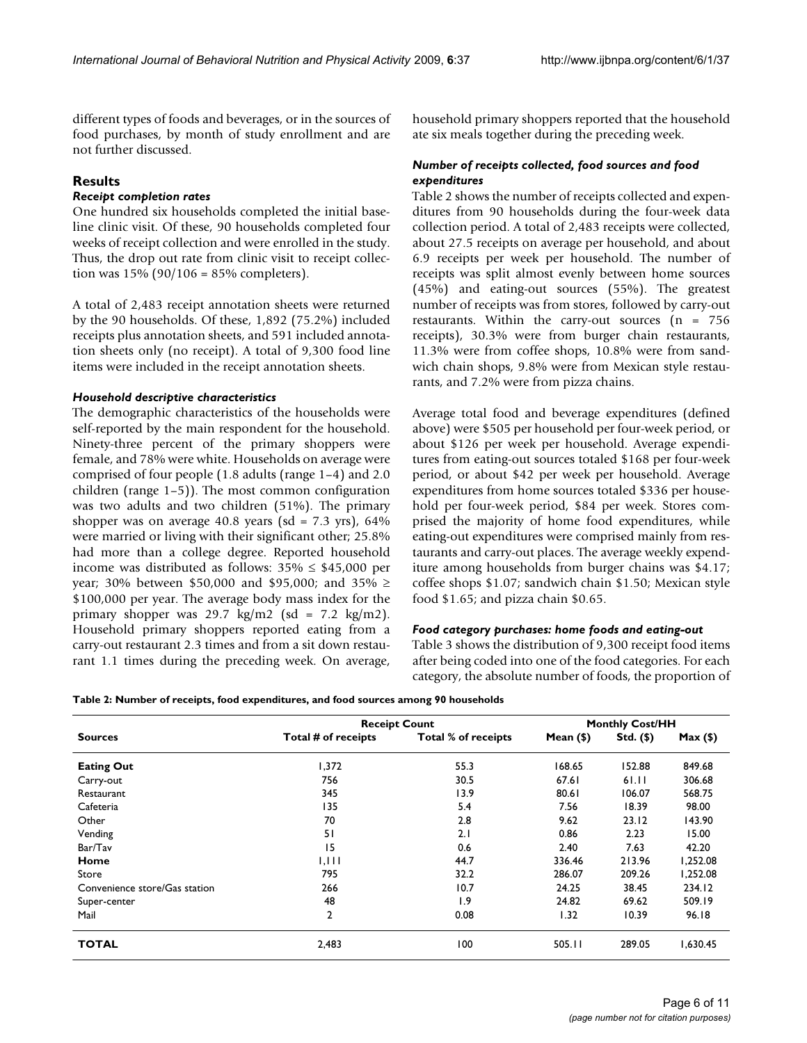different types of foods and beverages, or in the sources of food purchases, by month of study enrollment and are not further discussed.

## Results

### Receipt completion rates

One hundred six households completed the initial baseline clinic visit. Of these, 90 households completed four weeks of receipt collection and were enrolled in the study. Thus, the drop out rate from clinic visit to receipt collection was 15% (90/106 = 85% completers).

A total of 2,483 receipt annotation sheets were returned by the 90 households. Of these, 1,892 (75.2%) included receipts plus annotation sheets, and 591 included annotation sheets only (no receipt). A total of 9,300 food line items were included in the receipt annotation sheets.

### Household descriptive characteristics

The demographic characteristics of the households were self-reported by the main respondent for the household. Ninety-three percent of the primary shoppers were female, and 78% were white. Households on average were comprised of four people (1.8 adults (range 1–4) and 2.0 children (range 1–5)). The most common configuration was two adults and two children (51%). The primary shopper was on average 40.8 years (sd = 7.3 yrs), 64% were married or living with their significant other; 25.8% had more than a college degree. Reported household income was distributed as follows: 35% ≤ \$45,000 per year; 30% between \$50,000 and \$95,000; and 35% ≥ \$100,000 per year. The average body mass index for the primary shopper was 29.7 kg/m2 (sd = 7.2 kg/m2). Household primary shoppers reported eating from a carry-out restaurant 2.3 times and from a sit down restaurant 1.1 times during the preceding week. On average, household primary shoppers reported that the household ate six meals together during the preceding week.

### Number of receipts collected, food sources and food expenditures

Table 2 shows the number of receipts collected and expenditures from 90 households during the four-week data collection period. A total of 2,483 receipts were collected, about 27.5 receipts on average per household, and about 6.9 receipts per week per household. The number of receipts was split almost evenly between home sources (45%) and eating-out sources (55%). The greatest number of receipts was from stores, followed by carry-out restaurants. Within the carry-out sources (n = 756 receipts), 30.3% were from burger chain restaurants, 11.3% were from coffee shops, 10.8% were from sandwich chain shops, 9.8% were from Mexican style restaurants, and 7.2% were from pizza chains.

Average total food and beverage expenditures (defined above) were \$505 per household per four-week period, or about \$126 per week per household. Average expenditures from eating-out sources totaled \$168 per four-week period, or about \$42 per week per household. Average expenditures from home sources totaled \$336 per household per four-week period, \$84 per week. Stores comprised the majority of home food expenditures, while eating-out expenditures were comprised mainly from restaurants and carry-out places. The average weekly expenditure among households from burger chains was \$4.17; coffee shops \$1.07; sandwich chain \$1.50; Mexican style food \$1.65; and pizza chain \$0.65.

### Food category purchases: home foods and eating-out

Table 3 shows the distribution of 9,300 receipt food items after being coded into one of the food categories. For each category, the absolute number of foods, the proportion of

**Table 2: Number of receipts, food expenditures, and food sources among 90 households**

| | Receipt Count | | Monthly Cost/HH | | |
|---|---|---|---|---|---|
| **Sources** | **Total # of receipts** | **Total % of receipts** | **Mean (\$)** | **Std. (\$)** | **Max (\$)** |
| **Eating Out** | 1,372 | 55.3 | 168.65 | 152.88 | 849.68 |
| Carry-out | 756 | 30.5 | 67.61 | 61.11 | 306.68 |
| Restaurant | 345 | 13.9 | 80.61 | 106.07 | 568.75 |
| Cafeteria | 135 | 5.4 | 7.56 | 18.39 | 98.00 |
| Other | 70 | 2.8 | 9.62 | 23.12 | 143.90 |
| Vending | 51 | 2.1 | 0.86 | 2.23 | 15.00 |
| Bar/Tav | 15 | 0.6 | 2.40 | 7.63 | 42.20 |
| **Home** | 1,111 | 44.7 | 336.46 | 213.96 | 1,252.08 |
| Store | 795 | 32.2 | 286.07 | 209.26 | 1,252.08 |
| Convenience store/Gas station | 266 | 10.7 | 24.25 | 38.45 | 234.12 |
| Super-center | 48 | 1.9 | 24.82 | 69.62 | 509.19 |
| Mail | 2 | 0.08 | 1.32 | 10.39 | 96.18 |
| **TOTAL** | 2,483 | 100 | 505.11 | 289.05 | 1,630.45 |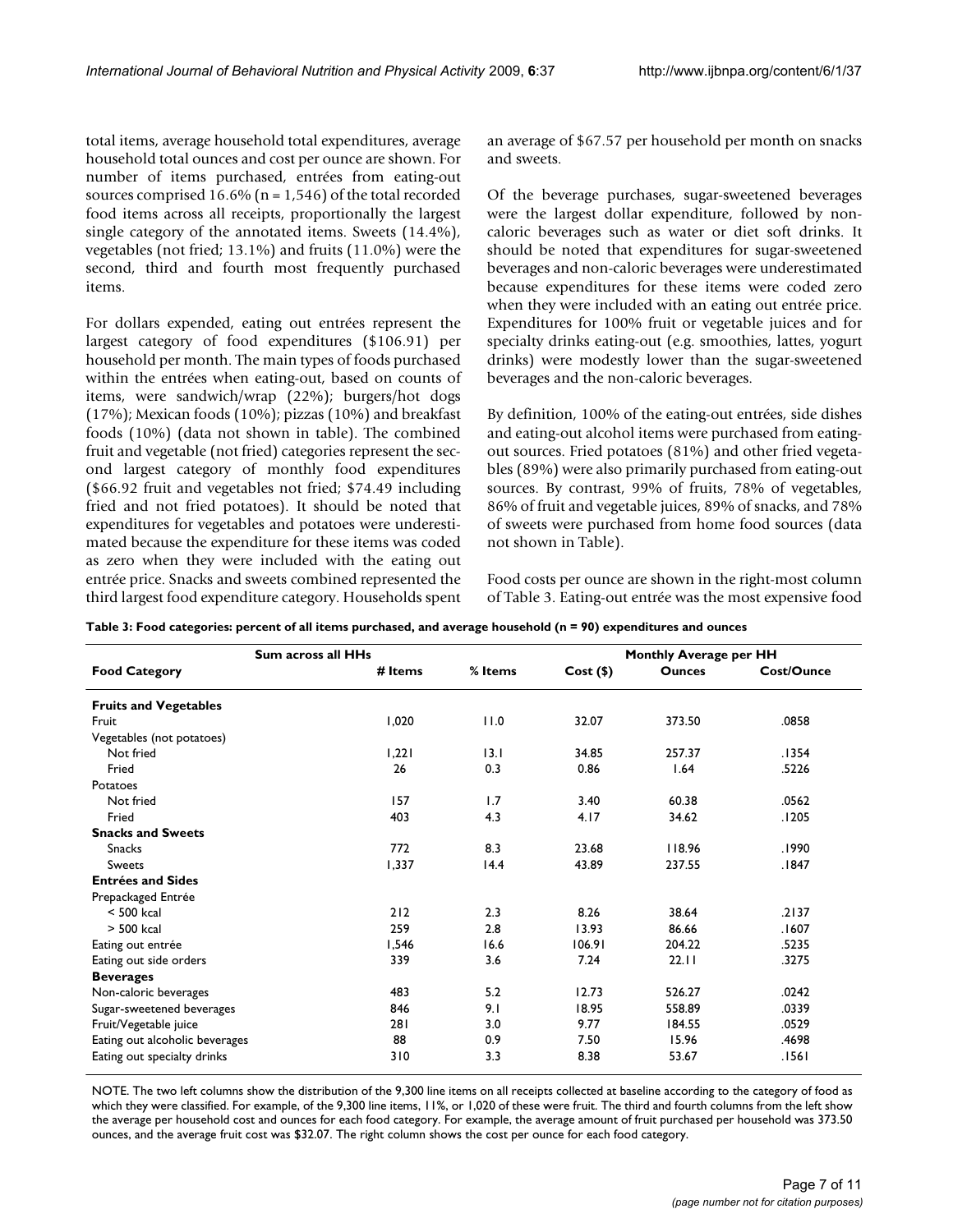total items, average household total expenditures, average household total ounces and cost per ounce are shown. For number of items purchased, entrées from eating-out sources comprised 16.6% (n = 1,546) of the total recorded food items across all receipts, proportionally the largest single category of the annotated items. Sweets (14.4%), vegetables (not fried; 13.1%) and fruits (11.0%) were the second, third and fourth most frequently purchased items.

For dollars expended, eating out entrées represent the largest category of food expenditures ($106.91) per household per month. The main types of foods purchased within the entrées when eating-out, based on counts of items, were sandwich/wrap (22%); burgers/hot dogs (17%); Mexican foods (10%); pizzas (10%) and breakfast foods (10%) (data not shown in table). The combined fruit and vegetable (not fried) categories represent the second largest category of monthly food expenditures ($66.92 fruit and vegetables not fried; $74.49 including fried and not fried potatoes). It should be noted that expenditures for vegetables and potatoes were underestimated because the expenditure for these items was coded as zero when they were included with the eating out entrée price. Snacks and sweets combined represented the third largest food expenditure category. Households spent an average of $67.57 per household per month on snacks and sweets.

Of the beverage purchases, sugar-sweetened beverages were the largest dollar expenditure, followed by non-caloric beverages such as water or diet soft drinks. It should be noted that expenditures for sugar-sweetened beverages and non-caloric beverages were underestimated because expenditures for these items were coded zero when they were included with an eating out entrée price. Expenditures for 100% fruit or vegetable juices and for specialty drinks eating-out (e.g. smoothies, lattes, yogurt drinks) were modestly lower than the sugar-sweetened beverages and the non-caloric beverages.

By definition, 100% of the eating-out entrées, side dishes and eating-out alcohol items were purchased from eating-out sources. Fried potatoes (81%) and other fried vegetables (89%) were also primarily purchased from eating-out sources. By contrast, 99% of fruits, 78% of vegetables, 86% of fruit and vegetable juices, 89% of snacks, and 78% of sweets were purchased from home food sources (data not shown in Table).

Food costs per ounce are shown in the right-most column of Table 3. Eating-out entrée was the most expensive food

**Table 3: Food categories: percent of all items purchased, and average household (n = 90) expenditures and ounces**

| | Sum across all HHs | | Monthly Average per HH | | |
|---|---|---|---|---|---|
| **Food Category** | **# Items** | **% Items** | **Cost ($)** | **Ounces** | **Cost/Ounce** |
| **Fruits and Vegetables** | | | | | |
| Fruit | 1,020 | 11.0 | 32.07 | 373.50 | .0858 |
| Vegetables (not potatoes) | | | | | |
| Not fried | 1,221 | 13.1 | 34.85 | 257.37 | .1354 |
| Fried | 26 | 0.3 | 0.86 | 1.64 | .5226 |
| Potatoes | | | | | |
| Not fried | 157 | 1.7 | 3.40 | 60.38 | .0562 |
| Fried | 403 | 4.3 | 4.17 | 34.62 | .1205 |
| **Snacks and Sweets** | | | | | |
| Snacks | 772 | 8.3 | 23.68 | 118.96 | .1990 |
| Sweets | 1,337 | 14.4 | 43.89 | 237.55 | .1847 |
| **Entrées and Sides** | | | | | |
| Prepackaged Entrée | | | | | |
| < 500 kcal | 212 | 2.3 | 8.26 | 38.64 | .2137 |
| > 500 kcal | 259 | 2.8 | 13.93 | 86.66 | .1607 |
| Eating out entrée | 1,546 | 16.6 | 106.91 | 204.22 | .5235 |
| Eating out side orders | 339 | 3.6 | 7.24 | 22.11 | .3275 |
| **Beverages** | | | | | |
| Non-caloric beverages | 483 | 5.2 | 12.73 | 526.27 | .0242 |
| Sugar-sweetened beverages | 846 | 9.1 | 18.95 | 558.89 | .0339 |
| Fruit/Vegetable juice | 281 | 3.0 | 9.77 | 184.55 | .0529 |
| Eating out alcoholic beverages | 88 | 0.9 | 7.50 | 15.96 | .4698 |
| Eating out specialty drinks | 310 | 3.3 | 8.38 | 53.67 | .1561 |

NOTE. The two left columns show the distribution of the 9,300 line items on all receipts collected at baseline according to the category of food as which they were classified. For example, of the 9,300 line items, 11%, or 1,020 of these were fruit. The third and fourth columns from the left show the average per household cost and ounces for each food category. For example, the average amount of fruit purchased per household was 373.50 ounces, and the average fruit cost was $32.07. The right column shows the cost per ounce for each food category.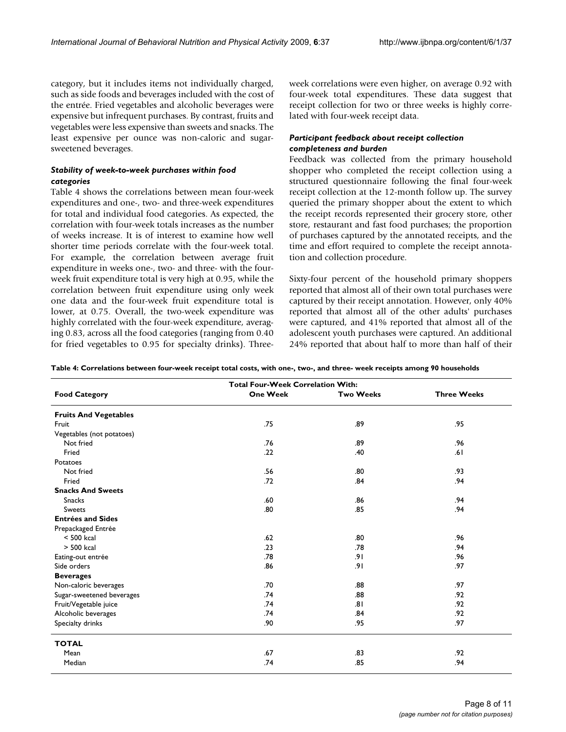category, but it includes items not individually charged, such as side foods and beverages included with the cost of the entrée. Fried vegetables and alcoholic beverages were expensive but infrequent purchases. By contrast, fruits and vegetables were less expensive than sweets and snacks. The least expensive per ounce was non-caloric and sugar-sweetened beverages.

### *Stability of week-to-week purchases within food categories*

Table 4 shows the correlations between mean four-week expenditures and one-, two- and three-week expenditures for total and individual food categories. As expected, the correlation with four-week totals increases as the number of weeks increase. It is of interest to examine how well shorter time periods correlate with the four-week total. For example, the correlation between average fruit expenditure in weeks one-, two- and three- with the four-week fruit expenditure total is very high at 0.95, while the correlation between fruit expenditure using only week one data and the four-week fruit expenditure total is lower, at 0.75. Overall, the two-week expenditure was highly correlated with the four-week expenditure, averaging 0.83, across all the food categories (ranging from 0.40 for fried vegetables to 0.95 for specialty drinks). Three-week correlations were even higher, on average 0.92 with four-week total expenditures. These data suggest that receipt collection for two or three weeks is highly correlated with four-week receipt data.

### *Participant feedback about receipt collection completeness and burden*

Feedback was collected from the primary household shopper who completed the receipt collection using a structured questionnaire following the final four-week receipt collection at the 12-month follow up. The survey queried the primary shopper about the extent to which the receipt records represented their grocery store, other store, restaurant and fast food purchases; the proportion of purchases captured by the annotated receipts, and the time and effort required to complete the receipt annotation and collection procedure.

Sixty-four percent of the household primary shoppers reported that almost all of their own total purchases were captured by their receipt annotation. However, only 40% reported that almost all of the other adults' purchases were captured, and 41% reported that almost all of the adolescent youth purchases were captured. An additional 24% reported that about half to more than half of their

**Table 4: Correlations between four-week receipt total costs, with one-, two-, and three- week receipts among 90 households**

| | Total Four-Week Correlation With: | | |
|---|---|---|---|
| **Food Category** | **One Week** | **Two Weeks** | **Three Weeks** |
| **Fruits And Vegetables** | | | |
| Fruit | .75 | .89 | .95 |
| Vegetables (not potatoes) | | | |
| Not fried | .76 | .89 | .96 |
| Fried | .22 | .40 | .61 |
| Potatoes | | | |
| Not fried | .56 | .80 | .93 |
| Fried | .72 | .84 | .94 |
| **Snacks And Sweets** | | | |
| Snacks | .60 | .86 | .94 |
| Sweets | .80 | .85 | .94 |
| **Entrées and Sides** | | | |
| Prepackaged Entrée | | | |
| < 500 kcal | .62 | .80 | .96 |
| > 500 kcal | .23 | .78 | .94 |
| Eating-out entrée | .78 | .91 | .96 |
| Side orders | .86 | .91 | .97 |
| **Beverages** | | | |
| Non-caloric beverages | .70 | .88 | .97 |
| Sugar-sweetened beverages | .74 | .88 | .92 |
| Fruit/Vegetable juice | .74 | .81 | .92 |
| Alcoholic beverages | .74 | .84 | .92 |
| Specialty drinks | .90 | .95 | .97 |
| **TOTAL** | | | |
| Mean | .67 | .83 | .92 |
| Median | .74 | .85 | .94 |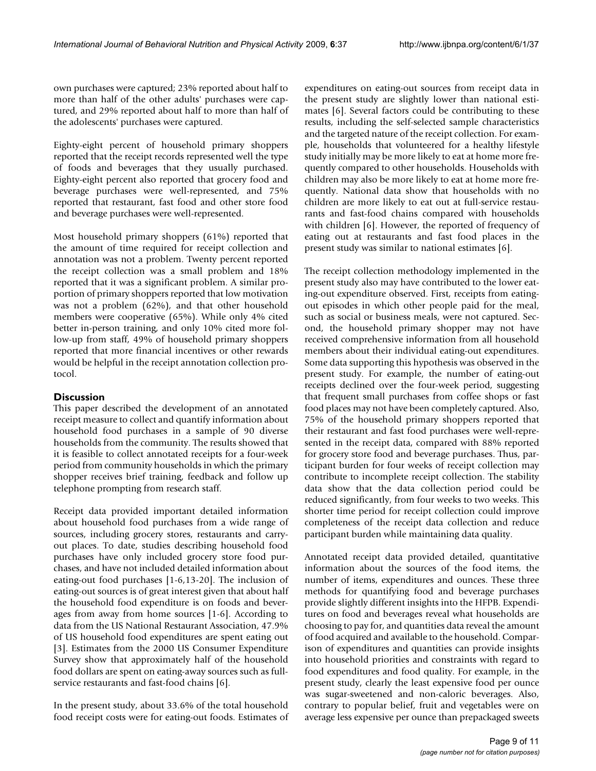own purchases were captured; 23% reported about half to more than half of the other adults' purchases were captured, and 29% reported about half to more than half of the adolescents' purchases were captured.

Eighty-eight percent of household primary shoppers reported that the receipt records represented well the type of foods and beverages that they usually purchased. Eighty-eight percent also reported that grocery food and beverage purchases were well-represented, and 75% reported that restaurant, fast food and other store food and beverage purchases were well-represented.

Most household primary shoppers (61%) reported that the amount of time required for receipt collection and annotation was not a problem. Twenty percent reported the receipt collection was a small problem and 18% reported that it was a significant problem. A similar proportion of primary shoppers reported that low motivation was not a problem (62%), and that other household members were cooperative (65%). While only 4% cited better in-person training, and only 10% cited more follow-up from staff, 49% of household primary shoppers reported that more financial incentives or other rewards would be helpful in the receipt annotation collection protocol.

## Discussion

This paper described the development of an annotated receipt measure to collect and quantify information about household food purchases in a sample of 90 diverse households from the community. The results showed that it is feasible to collect annotated receipts for a four-week period from community households in which the primary shopper receives brief training, feedback and follow up telephone prompting from research staff.

Receipt data provided important detailed information about household food purchases from a wide range of sources, including grocery stores, restaurants and carry-out places. To date, studies describing household food purchases have only included grocery store food purchases, and have not included detailed information about eating-out food purchases [1-6,13-20]. The inclusion of eating-out sources is of great interest given that about half the household food expenditure is on foods and beverages from away from home sources [1-6]. According to data from the US National Restaurant Association, 47.9% of US household food expenditures are spent eating out [3]. Estimates from the 2000 US Consumer Expenditure Survey show that approximately half of the household food dollars are spent on eating-away sources such as full-service restaurants and fast-food chains [6].

In the present study, about 33.6% of the total household food receipt costs were for eating-out foods. Estimates of expenditures on eating-out sources from receipt data in the present study are slightly lower than national estimates [6]. Several factors could be contributing to these results, including the self-selected sample characteristics and the targeted nature of the receipt collection. For example, households that volunteered for a healthy lifestyle study initially may be more likely to eat at home more frequently compared to other households. Households with children may also be more likely to eat at home more frequently. National data show that households with no children are more likely to eat out at full-service restaurants and fast-food chains compared with households with children [6]. However, the reported of frequency of eating out at restaurants and fast food places in the present study was similar to national estimates [6].

The receipt collection methodology implemented in the present study also may have contributed to the lower eating-out expenditure observed. First, receipts from eating-out episodes in which other people paid for the meal, such as social or business meals, were not captured. Second, the household primary shopper may not have received comprehensive information from all household members about their individual eating-out expenditures. Some data supporting this hypothesis was observed in the present study. For example, the number of eating-out receipts declined over the four-week period, suggesting that frequent small purchases from coffee shops or fast food places may not have been completely captured. Also, 75% of the household primary shoppers reported that their restaurant and fast food purchases were well-represented in the receipt data, compared with 88% reported for grocery store food and beverage purchases. Thus, participant burden for four weeks of receipt collection may contribute to incomplete receipt collection. The stability data show that the data collection period could be reduced significantly, from four weeks to two weeks. This shorter time period for receipt collection could improve completeness of the receipt data collection and reduce participant burden while maintaining data quality.

Annotated receipt data provided detailed, quantitative information about the sources of the food items, the number of items, expenditures and ounces. These three methods for quantifying food and beverage purchases provide slightly different insights into the HFPB. Expenditures on food and beverages reveal what households are choosing to pay for, and quantities data reveal the amount of food acquired and available to the household. Comparison of expenditures and quantities can provide insights into household priorities and constraints with regard to food expenditures and food quality. For example, in the present study, clearly the least expensive food per ounce was sugar-sweetened and non-caloric beverages. Also, contrary to popular belief, fruit and vegetables were on average less expensive per ounce than prepackaged sweets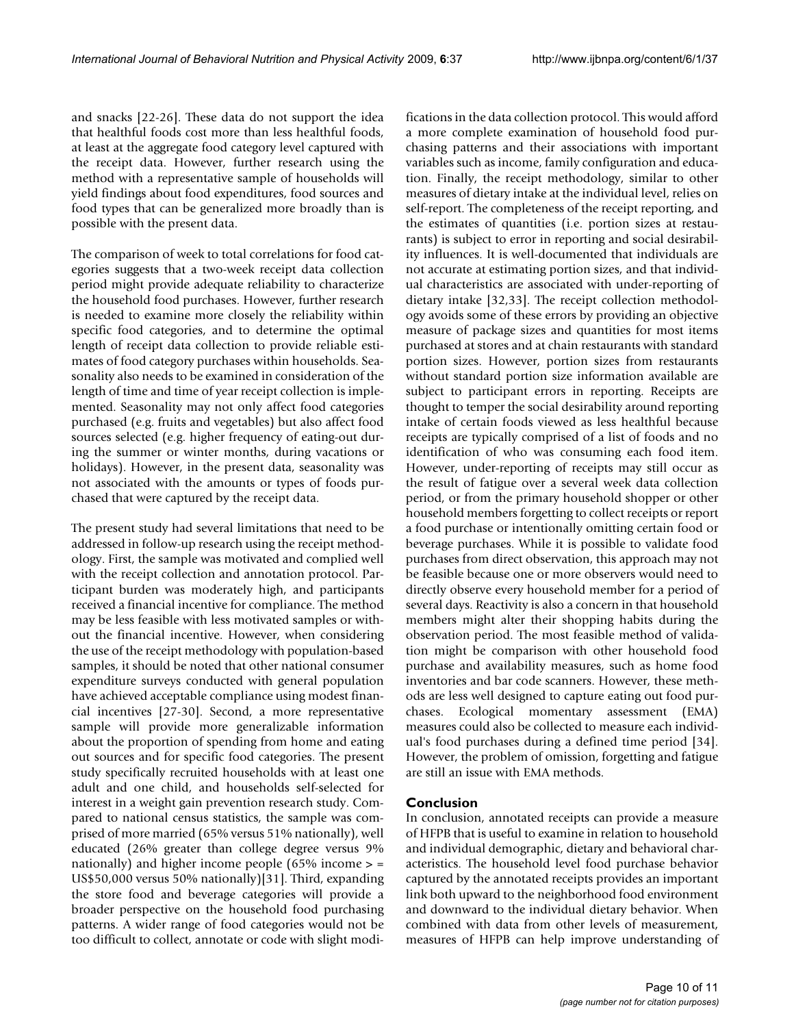and snacks [22-26]. These data do not support the idea that healthful foods cost more than less healthful foods, at least at the aggregate food category level captured with the receipt data. However, further research using the method with a representative sample of households will yield findings about food expenditures, food sources and food types that can be generalized more broadly than is possible with the present data.

The comparison of week to total correlations for food categories suggests that a two-week receipt data collection period might provide adequate reliability to characterize the household food purchases. However, further research is needed to examine more closely the reliability within specific food categories, and to determine the optimal length of receipt data collection to provide reliable estimates of food category purchases within households. Seasonality also needs to be examined in consideration of the length of time and time of year receipt collection is implemented. Seasonality may not only affect food categories purchased (e.g. fruits and vegetables) but also affect food sources selected (e.g. higher frequency of eating-out during the summer or winter months, during vacations or holidays). However, in the present data, seasonality was not associated with the amounts or types of foods purchased that were captured by the receipt data.

The present study had several limitations that need to be addressed in follow-up research using the receipt methodology. First, the sample was motivated and complied well with the receipt collection and annotation protocol. Participant burden was moderately high, and participants received a financial incentive for compliance. The method may be less feasible with less motivated samples or without the financial incentive. However, when considering the use of the receipt methodology with population-based samples, it should be noted that other national consumer expenditure surveys conducted with general population have achieved acceptable compliance using modest financial incentives [27-30]. Second, a more representative sample will provide more generalizable information about the proportion of spending from home and eating out sources and for specific food categories. The present study specifically recruited households with at least one adult and one child, and households self-selected for interest in a weight gain prevention research study. Compared to national census statistics, the sample was comprised of more married (65% versus 51% nationally), well educated (26% greater than college degree versus 9% nationally) and higher income people (65% income > = US$50,000 versus 50% nationally)[31]. Third, expanding the store food and beverage categories will provide a broader perspective on the household food purchasing patterns. A wider range of food categories would not be too difficult to collect, annotate or code with slight modifications in the data collection protocol. This would afford a more complete examination of household food purchasing patterns and their associations with important variables such as income, family configuration and education. Finally, the receipt methodology, similar to other measures of dietary intake at the individual level, relies on self-report. The completeness of the receipt reporting, and the estimates of quantities (i.e. portion sizes at restaurants) is subject to error in reporting and social desirability influences. It is well-documented that individuals are not accurate at estimating portion sizes, and that individual characteristics are associated with under-reporting of dietary intake [32,33]. The receipt collection methodology avoids some of these errors by providing an objective measure of package sizes and quantities for most items purchased at stores and at chain restaurants with standard portion sizes. However, portion sizes from restaurants without standard portion size information available are subject to participant errors in reporting. Receipts are thought to temper the social desirability around reporting intake of certain foods viewed as less healthful because receipts are typically comprised of a list of foods and no identification of who was consuming each food item. However, under-reporting of receipts may still occur as the result of fatigue over a several week data collection period, or from the primary household shopper or other household members forgetting to collect receipts or report a food purchase or intentionally omitting certain food or beverage purchases. While it is possible to validate food purchases from direct observation, this approach may not be feasible because one or more observers would need to directly observe every household member for a period of several days. Reactivity is also a concern in that household members might alter their shopping habits during the observation period. The most feasible method of validation might be comparison with other household food purchase and availability measures, such as home food inventories and bar code scanners. However, these methods are less well designed to capture eating out food purchases. Ecological momentary assessment (EMA) measures could also be collected to measure each individual's food purchases during a defined time period [34]. However, the problem of omission, forgetting and fatigue are still an issue with EMA methods.

## Conclusion

In conclusion, annotated receipts can provide a measure of HFPB that is useful to examine in relation to household and individual demographic, dietary and behavioral characteristics. The household level food purchase behavior captured by the annotated receipts provides an important link both upward to the neighborhood food environment and downward to the individual dietary behavior. When combined with data from other levels of measurement, measures of HFPB can help improve understanding of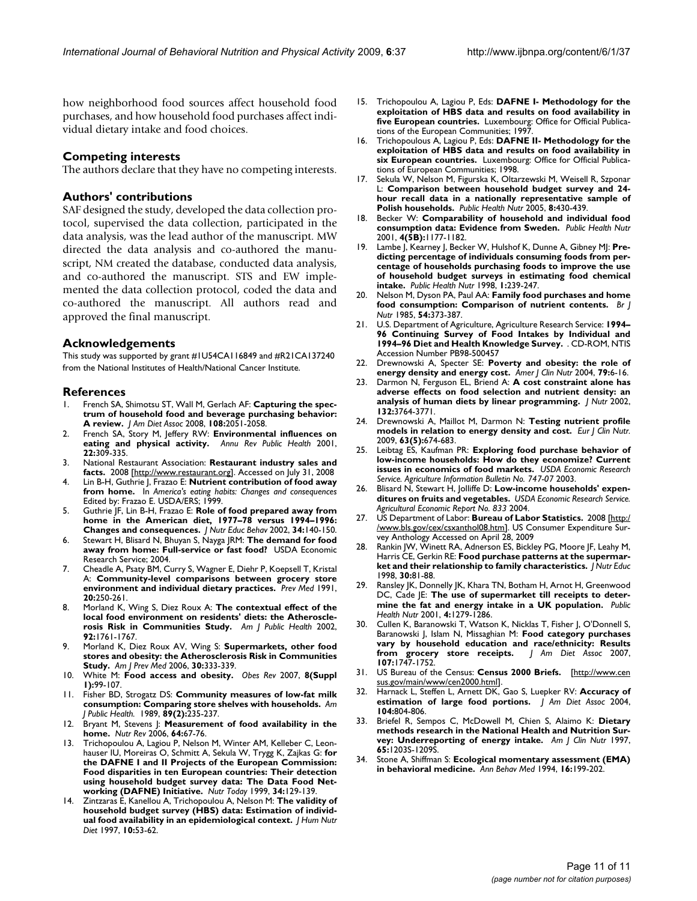how neighborhood food sources affect household food purchases, and how household food purchases affect individual dietary intake and food choices.

## Competing interests

The authors declare that they have no competing interests.

## Authors' contributions

SAF designed the study, developed the data collection protocol, supervised the data collection, participated in the data analysis, was the lead author of the manuscript. MW directed the data analysis and co-authored the manuscript, NM created the database, conducted data analysis, and co-authored the manuscript. STS and EW implemented the data collection protocol, coded the data and co-authored the manuscript. All authors read and approved the final manuscript.

## Acknowledgements

This study was supported by grant #1U54CA116849 and #R21CA137240 from the National Institutes of Health/National Cancer Institute.

## References

1. French SA, Shimotsu ST, Wall M, Gerlach AF: **Capturing the spectrum of household food and beverage purchasing behavior: A review.** *J Am Diet Assoc* 2008, **108:**2051-2058.
2. French SA, Story M, Jeffery RW: **Environmental influences on eating and physical activity.** *Annu Rev Public Health* 2001, **22:**309-335.
3. National Restaurant Association: **Restaurant industry sales and facts.** 2008 [http://www.restaurant.org]. Accessed on July 31, 2008
4. Lin B-H, Guthrie J, Frazao E: **Nutrient contribution of food away from home.** In *America's eating habits: Changes and consequences* Edited by: Frazao E. USDA/ERS; 1999.
5. Guthrie JF, Lin B-H, Frazao E: **Role of food prepared away from home in the American diet, 1977–78 versus 1994–1996: Changes and consequences.** *J Nutr Educ Behav* 2002, **34:**140-150.
6. Stewart H, Blisard N, Bhuyan S, Nayga JRM: **The demand for food away from home: Full-service or fast food?** USDA Economic Research Service; 2004.
7. Cheadle A, Psaty BM, Curry S, Wagner E, Diehr P, Koepsell T, Kristal A: **Community-level comparisons between grocery store environment and individual dietary practices.** *Prev Med* 1991, **20:**250-261.
8. Morland K, Wing S, Diez Roux A: **The contextual effect of the local food environment on residents' diets: the Atherosclerosis Risk in Communities Study.** *Am J Public Health* 2002, **92:**1761-1767.
9. Morland K, Diez Roux AV, Wing S: **Supermarkets, other food stores and obesity: the Atherosclerosis Risk in Communities Study.** *Am J Prev Med* 2006, **30:**333-339.
10. White M: **Food access and obesity.** *Obes Rev* 2007, **8(Suppl 1):**99-107.
11. Fisher BD, Strogatz DS: **Community measures of low-fat milk consumption: Comparing store shelves with households.** *Am J Public Health.* 1989, **89(2):**235-237.
12. Bryant M, Stevens J: **Measurement of food availability in the home.** *Nutr Rev* 2006, **64:**67-76.
13. Trichopoulou A, Lagiou P, Nelson M, Winter AM, Kelleber C, Leonhauser IU, Moreiras O, Schmitt A, Sekula W, Trygg K, Zajkas G: **for the DAFNE I and II Projects of the European Commission: Food disparities in ten European countries: Their detection using household budget survey data: The Data Food Networking (DAFNE) Initiative.** *Nutr Today* 1999, **34:**129-139.
14. Zintzaras E, Kanellou A, Trichopoulou A, Nelson M: **The validity of household budget survey (HBS) data: Estimation of individual food availability in an epidemiological context.** *J Hum Nutr Diet* 1997, **10:**53-62.
15. Trichopoulou A, Lagiou P, Eds: **DAFNE I- Methodology for the exploitation of HBS data and results on food availability in five European countries.** Luxembourg: Office for Official Publications of the European Communities; 1997.
16. Trichopoulous A, Lagiou P, Eds: **DAFNE II- Methodology for the exploitation of HBS data and results on food availability in six European countries.** Luxembourg: Office for Official Publications of European Communities; 1998.
17. Sekula W, Nelson M, Figurska K, Oltarzewski M, Weisell R, Szponar L: **Comparison between household budget survey and 24-hour recall data in a nationally representative sample of Polish households.** *Public Health Nutr* 2005, **8:**430-439.
18. Becker W: **Comparability of household and individual food consumption data: Evidence from Sweden.** *Public Health Nutr* 2001, **4(5B):**1177-1182.
19. Lambe J, Kearney J, Becker W, Hulshof K, Dunne A, Gibney MJ: **Predicting percentage of individuals consuming foods from percentage of households purchasing foods to improve the use of household budget surveys in estimating food chemical intake.** *Public Health Nutr* 1998, **1:**239-247.
20. Nelson M, Dyson PA, Paul AA: **Family food purchases and home food consumption: Comparison of nutrient contents.** *Br J Nutr* 1985, **54:**373-387.
21. U.S. Department of Agriculture, Agriculture Research Service: **1994–96 Continuing Survey of Food Intakes by Individual and 1994–96 Diet and Health Knowledge Survey.** . CD-ROM, NTIS Accession Number PB98-500457
22. Drewnowski A, Specter SE: **Poverty and obesity: the role of energy density and energy cost.** *Amer J Clin Nutr* 2004, **79:**6-16.
23. Darmon N, Ferguson EL, Briend A: **A cost constraint alone has adverse effects on food selection and nutrient density: an analysis of human diets by linear programming.** *J Nutr* 2002, **132:**3764-3771.
24. Drewnowski A, Maillot M, Darmon N: **Testing nutrient profile models in relation to energy density and cost.** *Eur J Clin Nutr.* 2009, **63(5):**674-683.
25. Leibtag ES, Kaufman PR: **Exploring food purchase behavior of low-income households: How do they economize? Current issues in economics of food markets.** *USDA Economic Research Service. Agriculture Information Bulletin No. 747-07* 2003.
26. Blisard N, Stewart H, Jolliffe D: **Low-income households' expenditures on fruits and vegetables.** *USDA Economic Research Service. Agricultural Economic Report No. 833* 2004.
27. US Department of Labor: **Bureau of Labor Statistics.** 2008 [http://www.bls.gov/cex/csxanthol08.htm]. US Consumer Expenditure Survey Anthology Accessed on April 28, 2009
28. Rankin JW, Winett RA, Adnerson ES, Bickley PG, Moore JF, Leahy M, Harris CE, Gerkin RE: **Food purchase patterns at the supermarket and their relationship to family characteristics.** *J Nutr Educ* 1998, **30:**81-88.
29. Ransley JK, Donnelly JK, Khara TN, Botham H, Arnot H, Greenwood DC, Cade JE: **The use of supermarket till receipts to determine the fat and energy intake in a UK population.** *Public Health Nutr* 2001, **4:**1279-1286.
30. Cullen K, Baranowski T, Watson K, Nicklas T, Fisher J, O'Donnell S, Baranowski J, Islam N, Missaghian M: **Food category purchases vary by household education and race/ethnicity: Results from grocery store receipts.** *J Am Diet Assoc* 2007, **107:**1747-1752.
31. US Bureau of the Census: **Census 2000 Briefs.** [http://www.census.gov/main/www/cen2000.html].
32. Harnack L, Steffen L, Arnett DK, Gao S, Luepker RV: **Accuracy of estimation of large food portions.** *J Am Diet Assoc* 2004, **104:**804-806.
33. Briefel R, Sempos C, McDowell M, Chien S, Alaimo K: **Dietary methods research in the National Health and Nutrition Survey: Underreporting of energy intake.** *Am J Clin Nutr* 1997, **65:**1203S-1209S.
34. Stone A, Shiffman S: **Ecological momentary assessment (EMA) in behavioral medicine.** *Ann Behav Med* 1994, **16:**199-202.